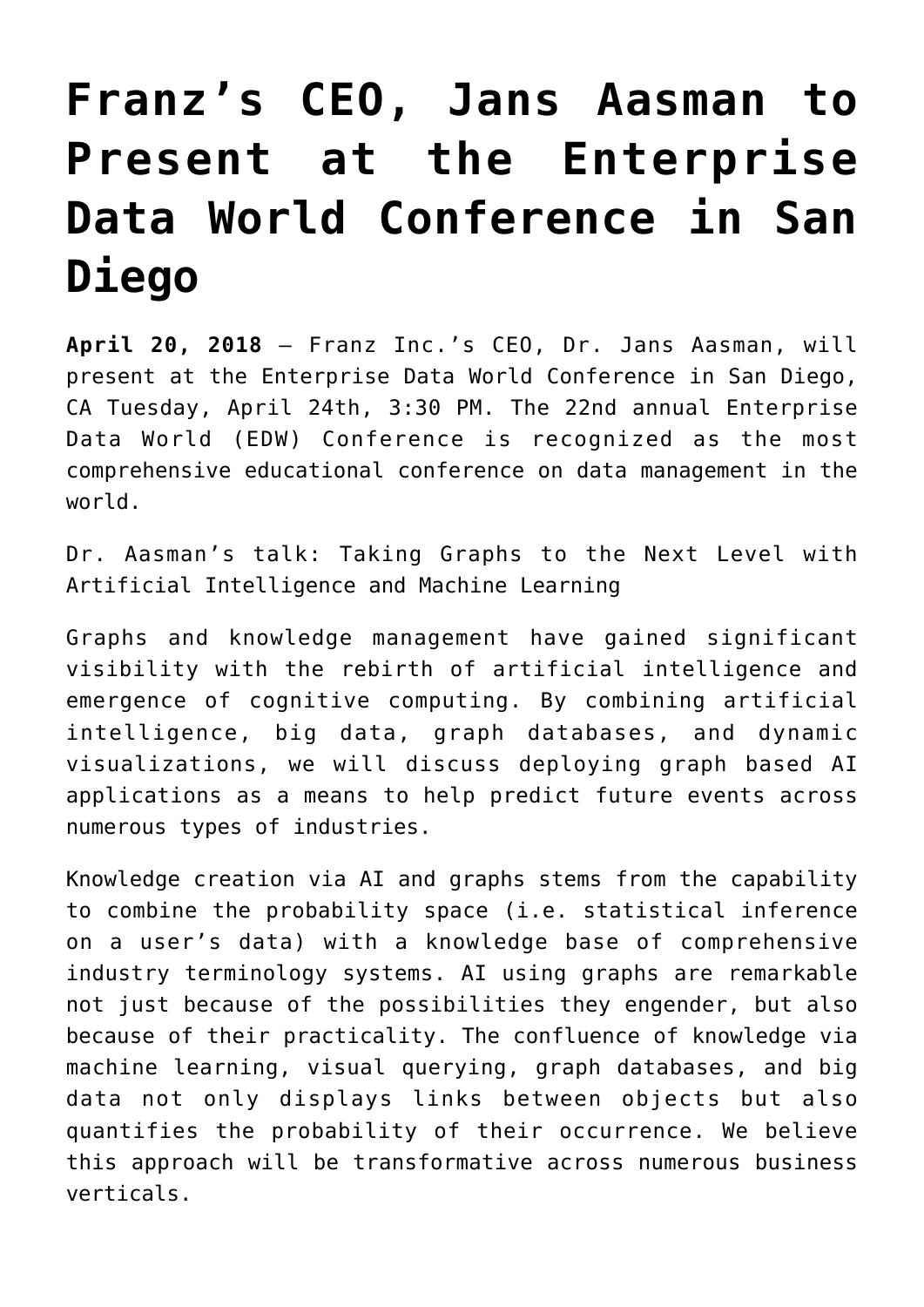# Franz's CEO, Jans Aasman to Present at the Enterprise Data World Conference in San Diego

**April 20, 2018** – Franz Inc.'s CEO, Dr. Jans Aasman, will present at the Enterprise Data World Conference in San Diego, CA Tuesday, April 24th, 3:30 PM. The 22nd annual Enterprise Data World (EDW) Conference is recognized as the most comprehensive educational conference on data management in the world.

Dr. Aasman's talk: Taking Graphs to the Next Level with Artificial Intelligence and Machine Learning

Graphs and knowledge management have gained significant visibility with the rebirth of artificial intelligence and emergence of cognitive computing. By combining artificial intelligence, big data, graph databases, and dynamic visualizations, we will discuss deploying graph based AI applications as a means to help predict future events across numerous types of industries.

Knowledge creation via AI and graphs stems from the capability to combine the probability space (i.e. statistical inference on a user's data) with a knowledge base of comprehensive industry terminology systems. AI using graphs are remarkable not just because of the possibilities they engender, but also because of their practicality. The confluence of knowledge via machine learning, visual querying, graph databases, and big data not only displays links between objects but also quantifies the probability of their occurrence. We believe this approach will be transformative across numerous business verticals.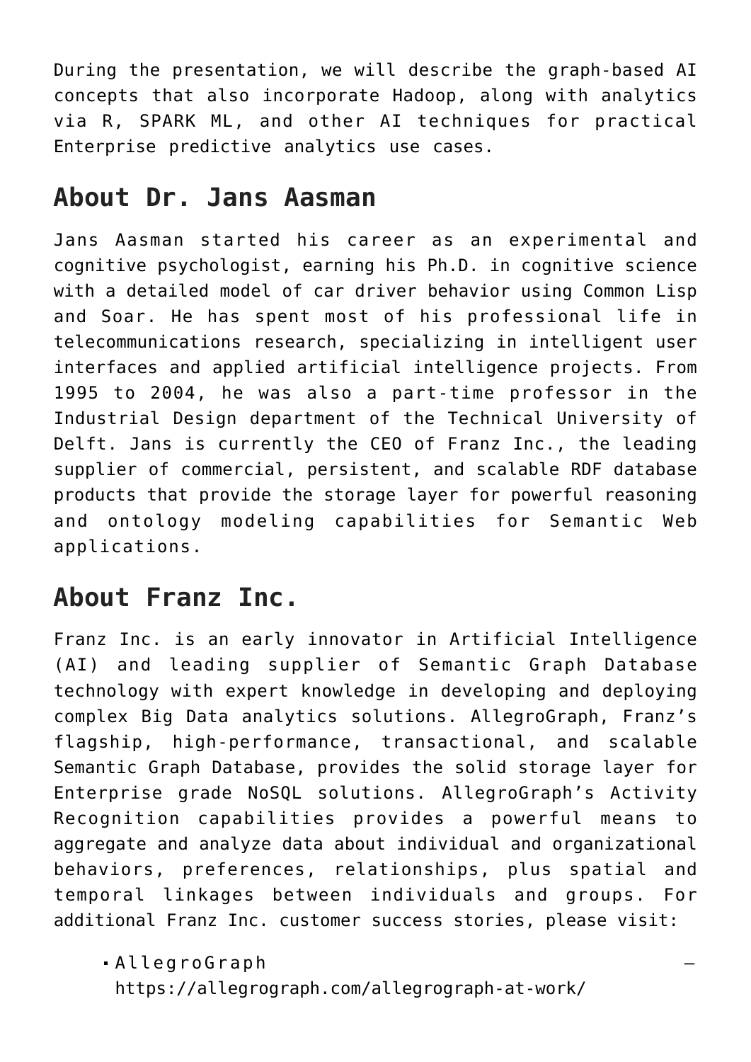During the presentation, we will describe the graph-based AI concepts that also incorporate Hadoop, along with analytics via R, SPARK ML, and other AI techniques for practical Enterprise predictive analytics use cases.

## About Dr. Jans Aasman

Jans Aasman started his career as an experimental and cognitive psychologist, earning his Ph.D. in cognitive science with a detailed model of car driver behavior using Common Lisp and Soar. He has spent most of his professional life in telecommunications research, specializing in intelligent user interfaces and applied artificial intelligence projects. From 1995 to 2004, he was also a part-time professor in the Industrial Design department of the Technical University of Delft. Jans is currently the CEO of Franz Inc., the leading supplier of commercial, persistent, and scalable RDF database products that provide the storage layer for powerful reasoning and ontology modeling capabilities for Semantic Web applications.

## About Franz Inc.

Franz Inc. is an early innovator in Artificial Intelligence (AI) and leading supplier of Semantic Graph Database technology with expert knowledge in developing and deploying complex Big Data analytics solutions. AllegroGraph, Franz's flagship, high-performance, transactional, and scalable Semantic Graph Database, provides the solid storage layer for Enterprise grade NoSQL solutions. AllegroGraph's Activity Recognition capabilities provides a powerful means to aggregate and analyze data about individual and organizational behaviors, preferences, relationships, plus spatial and temporal linkages between individuals and groups. For additional Franz Inc. customer success stories, please visit:

- AllegroGraph – https://allegrograph.com/allegrograph-at-work/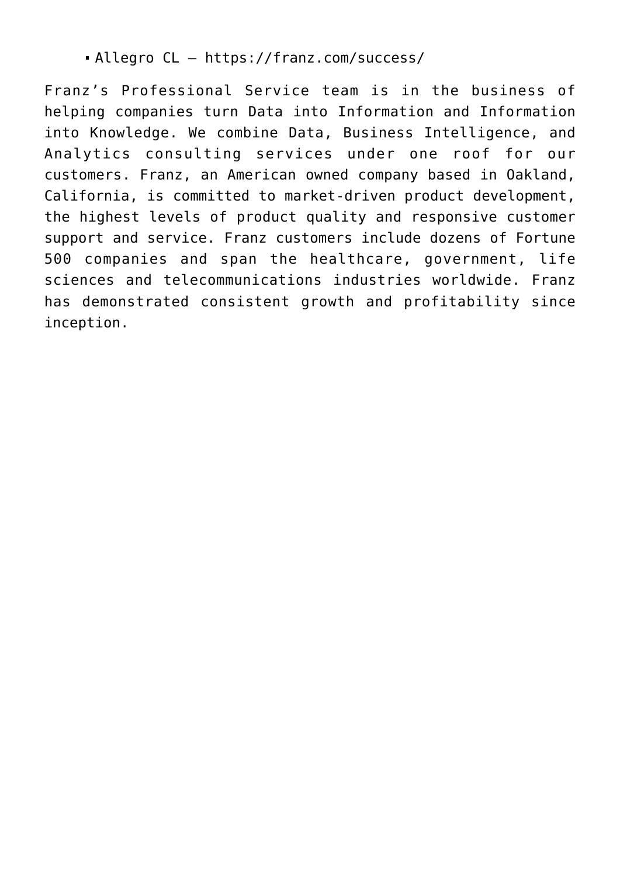- Allegro CL – https://franz.com/success/

Franz's Professional Service team is in the business of helping companies turn Data into Information and Information into Knowledge. We combine Data, Business Intelligence, and Analytics consulting services under one roof for our customers. Franz, an American owned company based in Oakland, California, is committed to market-driven product development, the highest levels of product quality and responsive customer support and service. Franz customers include dozens of Fortune 500 companies and span the healthcare, government, life sciences and telecommunications industries worldwide. Franz has demonstrated consistent growth and profitability since inception.